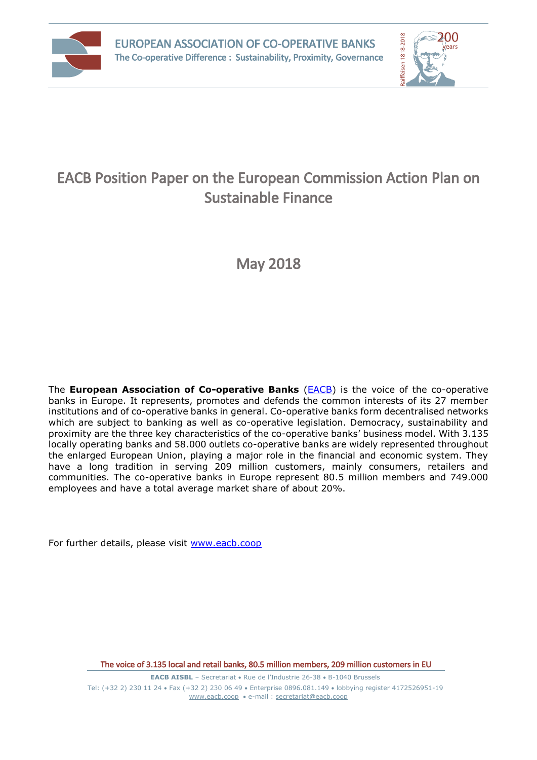EUROPEAN ASSOCIATION OF CO-OPERATIVE BANKS
The Co-operative Difference : Sustainability, Proximity, Governance

# EACB Position Paper on the European Commission Action Plan on Sustainable Finance

May 2018

The **European Association of Co-operative Banks** (EACB) is the voice of the co-operative banks in Europe. It represents, promotes and defends the common interests of its 27 member institutions and of co-operative banks in general. Co-operative banks form decentralised networks which are subject to banking as well as co-operative legislation. Democracy, sustainability and proximity are the three key characteristics of the co-operative banks' business model. With 3.135 locally operating banks and 58.000 outlets co-operative banks are widely represented throughout the enlarged European Union, playing a major role in the financial and economic system. They have a long tradition in serving 209 million customers, mainly consumers, retailers and communities. The co-operative banks in Europe represent 80.5 million members and 749.000 employees and have a total average market share of about 20%.

For further details, please visit www.eacb.coop

The voice of 3.135 local and retail banks, 80.5 million members, 209 million customers in EU

**EACB AISBL** – Secretariat • Rue de l'Industrie 26-38 • B-1040 Brussels
Tel: (+32 2) 230 11 24 • Fax (+32 2) 230 06 49 • Enterprise 0896.081.149 • lobbying register 4172526951-19
www.eacb.coop • e-mail : secretariat@eacb.coop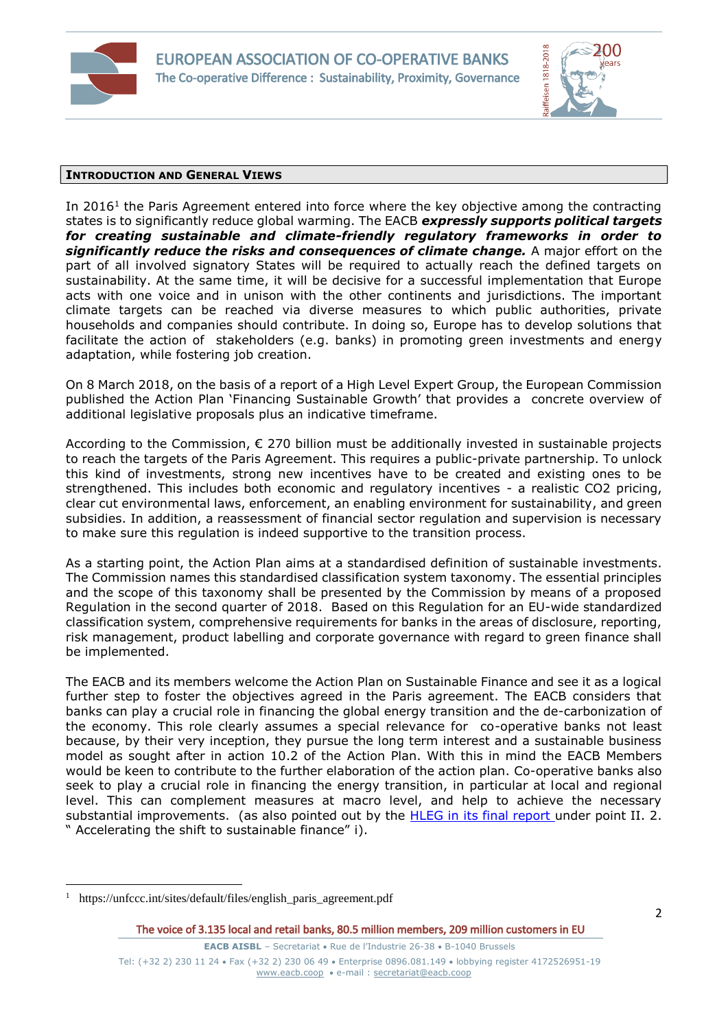## INTRODUCTION AND GENERAL VIEWS

In 2016[1] the Paris Agreement entered into force where the key objective among the contracting states is to significantly reduce global warming. The EACB ***expressly supports political targets for creating sustainable and climate-friendly regulatory frameworks in order to significantly reduce the risks and consequences of climate change.*** A major effort on the part of all involved signatory States will be required to actually reach the defined targets on sustainability. At the same time, it will be decisive for a successful implementation that Europe acts with one voice and in unison with the other continents and jurisdictions. The important climate targets can be reached via diverse measures to which public authorities, private households and companies should contribute. In doing so, Europe has to develop solutions that facilitate the action of stakeholders (e.g. banks) in promoting green investments and energy adaptation, while fostering job creation.

On 8 March 2018, on the basis of a report of a High Level Expert Group, the European Commission published the Action Plan 'Financing Sustainable Growth' that provides a concrete overview of additional legislative proposals plus an indicative timeframe.

According to the Commission, € 270 billion must be additionally invested in sustainable projects to reach the targets of the Paris Agreement. This requires a public-private partnership. To unlock this kind of investments, strong new incentives have to be created and existing ones to be strengthened. This includes both economic and regulatory incentives - a realistic $CO_2$ pricing, clear cut environmental laws, enforcement, an enabling environment for sustainability, and green subsidies. In addition, a reassessment of financial sector regulation and supervision is necessary to make sure this regulation is indeed supportive to the transition process.

As a starting point, the Action Plan aims at a standardised definition of sustainable investments. The Commission names this standardised classification system taxonomy. The essential principles and the scope of this taxonomy shall be presented by the Commission by means of a proposed Regulation in the second quarter of 2018. Based on this Regulation for an EU-wide standardized classification system, comprehensive requirements for banks in the areas of disclosure, reporting, risk management, product labelling and corporate governance with regard to green finance shall be implemented.

The EACB and its members welcome the Action Plan on Sustainable Finance and see it as a logical further step to foster the objectives agreed in the Paris agreement. The EACB considers that banks can play a crucial role in financing the global energy transition and the de-carbonization of the economy. This role clearly assumes a special relevance for co-operative banks not least because, by their very inception, they pursue the long term interest and a sustainable business model as sought after in action 10.2 of the Action Plan. With this in mind the EACB Members would be keen to contribute to the further elaboration of the action plan. Co-operative banks also seek to play a crucial role in financing the energy transition, in particular at local and regional level. This can complement measures at macro level, and help to achieve the necessary substantial improvements. (as also pointed out by the [HLEG in its final report](#) under point II. 2. " Accelerating the shift to sustainable finance" i).

[1] https://unfccc.int/sites/default/files/english_paris_agreement.pdf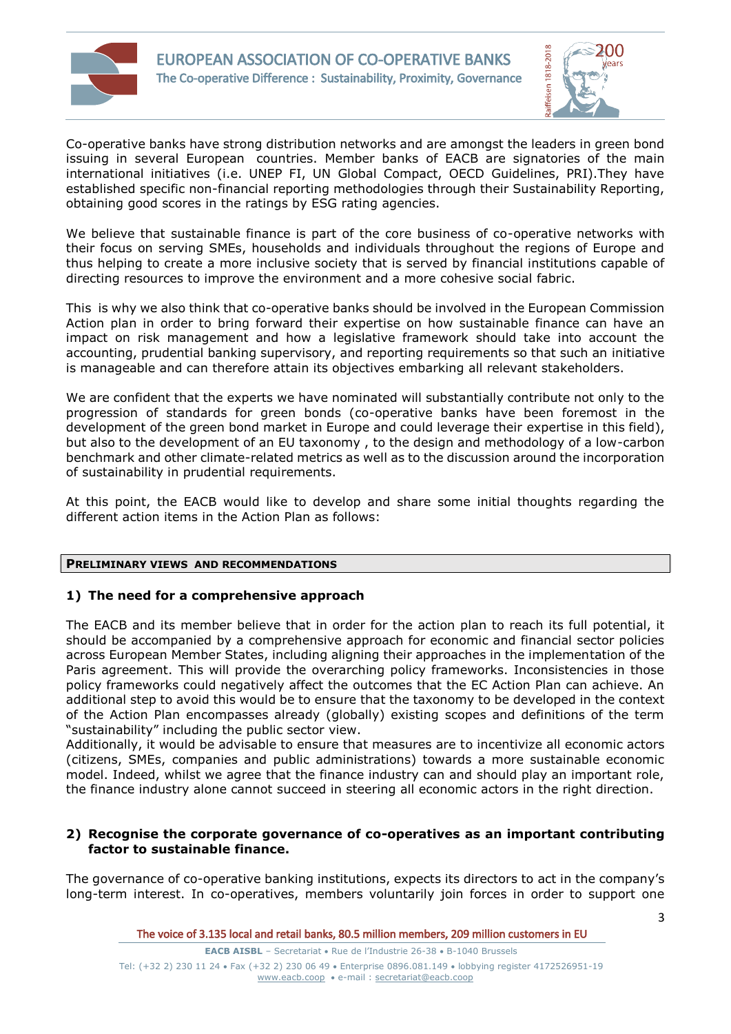Co-operative banks have strong distribution networks and are amongst the leaders in green bond issuing in several European countries. Member banks of EACB are signatories of the main international initiatives (i.e. UNEP FI, UN Global Compact, OECD Guidelines, PRI).They have established specific non-financial reporting methodologies through their Sustainability Reporting, obtaining good scores in the ratings by ESG rating agencies.

We believe that sustainable finance is part of the core business of co-operative networks with their focus on serving SMEs, households and individuals throughout the regions of Europe and thus helping to create a more inclusive society that is served by financial institutions capable of directing resources to improve the environment and a more cohesive social fabric.

This is why we also think that co-operative banks should be involved in the European Commission Action plan in order to bring forward their expertise on how sustainable finance can have an impact on risk management and how a legislative framework should take into account the accounting, prudential banking supervisory, and reporting requirements so that such an initiative is manageable and can therefore attain its objectives embarking all relevant stakeholders.

We are confident that the experts we have nominated will substantially contribute not only to the progression of standards for green bonds (co-operative banks have been foremost in the development of the green bond market in Europe and could leverage their expertise in this field), but also to the development of an EU taxonomy , to the design and methodology of a low-carbon benchmark and other climate-related metrics as well as to the discussion around the incorporation of sustainability in prudential requirements.

At this point, the EACB would like to develop and share some initial thoughts regarding the different action items in the Action Plan as follows:

## PRELIMINARY VIEWS AND RECOMMENDATIONS

### 1) The need for a comprehensive approach

The EACB and its member believe that in order for the action plan to reach its full potential, it should be accompanied by a comprehensive approach for economic and financial sector policies across European Member States, including aligning their approaches in the implementation of the Paris agreement. This will provide the overarching policy frameworks. Inconsistencies in those policy frameworks could negatively affect the outcomes that the EC Action Plan can achieve. An additional step to avoid this would be to ensure that the taxonomy to be developed in the context of the Action Plan encompasses already (globally) existing scopes and definitions of the term "sustainability" including the public sector view.
Additionally, it would be advisable to ensure that measures are to incentivize all economic actors (citizens, SMEs, companies and public administrations) towards a more sustainable economic model. Indeed, whilst we agree that the finance industry can and should play an important role, the finance industry alone cannot succeed in steering all economic actors in the right direction.

### 2) Recognise the corporate governance of co-operatives as an important contributing factor to sustainable finance.

The governance of co-operative banking institutions, expects its directors to act in the company's long-term interest. In co-operatives, members voluntarily join forces in order to support one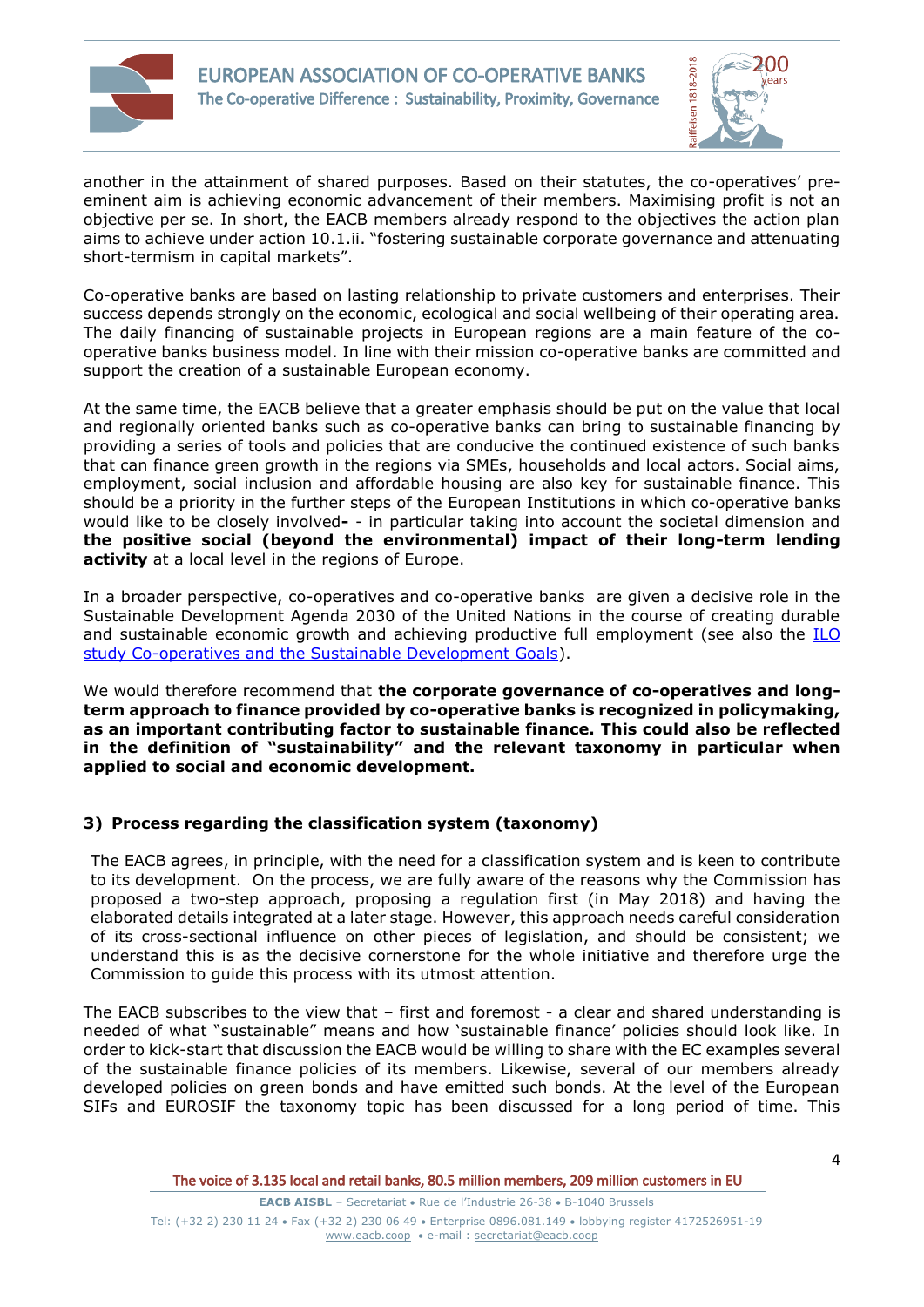another in the attainment of shared purposes. Based on their statutes, the co-operatives' pre-eminent aim is achieving economic advancement of their members. Maximising profit is not an objective per se. In short, the EACB members already respond to the objectives the action plan aims to achieve under action 10.1.ii. "fostering sustainable corporate governance and attenuating short-termism in capital markets".

Co-operative banks are based on lasting relationship to private customers and enterprises. Their success depends strongly on the economic, ecological and social wellbeing of their operating area. The daily financing of sustainable projects in European regions are a main feature of the co-operative banks business model. In line with their mission co-operative banks are committed and support the creation of a sustainable European economy.

At the same time, the EACB believe that a greater emphasis should be put on the value that local and regionally oriented banks such as co-operative banks can bring to sustainable financing by providing a series of tools and policies that are conducive the continued existence of such banks that can finance green growth in the regions via SMEs, households and local actors. Social aims, employment, social inclusion and affordable housing are also key for sustainable finance. This should be a priority in the further steps of the European Institutions in which co-operative banks would like to be closely involved**-** - in particular taking into account the societal dimension and **the positive social (beyond the environmental) impact of their long-term lending activity** at a local level in the regions of Europe.

In a broader perspective, co-operatives and co-operative banks are given a decisive role in the Sustainable Development Agenda 2030 of the United Nations in the course of creating durable and sustainable economic growth and achieving productive full employment (see also the ILO study Co-operatives and the Sustainable Development Goals).

We would therefore recommend that **the corporate governance of co-operatives and long-term approach to finance provided by co-operative banks is recognized in policymaking, as an important contributing factor to sustainable finance. This could also be reflected in the definition of "sustainability" and the relevant taxonomy in particular when applied to social and economic development.**

### 3) Process regarding the classification system (taxonomy)

The EACB agrees, in principle, with the need for a classification system and is keen to contribute to its development. On the process, we are fully aware of the reasons why the Commission has proposed a two-step approach, proposing a regulation first (in May 2018) and having the elaborated details integrated at a later stage. However, this approach needs careful consideration of its cross-sectional influence on other pieces of legislation, and should be consistent; we understand this is as the decisive cornerstone for the whole initiative and therefore urge the Commission to guide this process with its utmost attention.

The EACB subscribes to the view that – first and foremost - a clear and shared understanding is needed of what "sustainable" means and how 'sustainable finance' policies should look like. In order to kick-start that discussion the EACB would be willing to share with the EC examples several of the sustainable finance policies of its members. Likewise, several of our members already developed policies on green bonds and have emitted such bonds. At the level of the European SIFs and EUROSIF the taxonomy topic has been discussed for a long period of time. This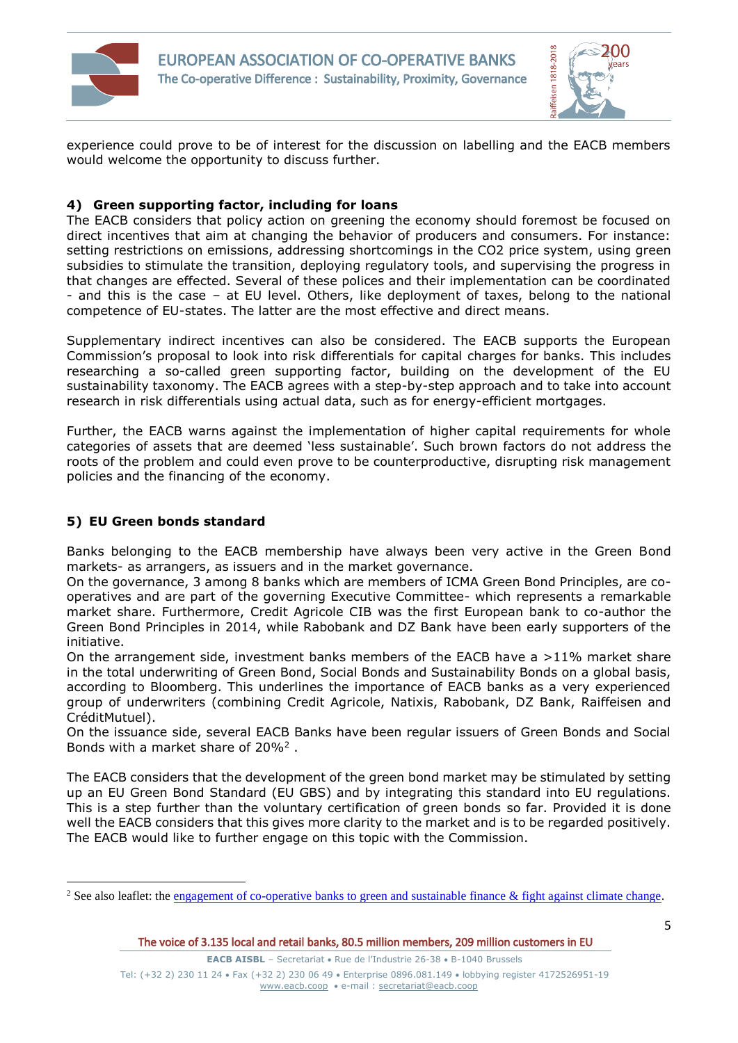experience could prove to be of interest for the discussion on labelling and the EACB members would welcome the opportunity to discuss further.

## 4) Green supporting factor, including for loans

The EACB considers that policy action on greening the economy should foremost be focused on direct incentives that aim at changing the behavior of producers and consumers. For instance: setting restrictions on emissions, addressing shortcomings in the CO2 price system, using green subsidies to stimulate the transition, deploying regulatory tools, and supervising the progress in that changes are effected. Several of these polices and their implementation can be coordinated - and this is the case – at EU level. Others, like deployment of taxes, belong to the national competence of EU-states. The latter are the most effective and direct means.

Supplementary indirect incentives can also be considered. The EACB supports the European Commission's proposal to look into risk differentials for capital charges for banks. This includes researching a so-called green supporting factor, building on the development of the EU sustainability taxonomy. The EACB agrees with a step-by-step approach and to take into account research in risk differentials using actual data, such as for energy-efficient mortgages.

Further, the EACB warns against the implementation of higher capital requirements for whole categories of assets that are deemed 'less sustainable'. Such brown factors do not address the roots of the problem and could even prove to be counterproductive, disrupting risk management policies and the financing of the economy.

## 5) EU Green bonds standard

Banks belonging to the EACB membership have always been very active in the Green Bond markets- as arrangers, as issuers and in the market governance.
On the governance, 3 among 8 banks which are members of ICMA Green Bond Principles, are co-operatives and are part of the governing Executive Committee- which represents a remarkable market share. Furthermore, Credit Agricole CIB was the first European bank to co-author the Green Bond Principles in 2014, while Rabobank and DZ Bank have been early supporters of the initiative.
On the arrangement side, investment banks members of the EACB have a >11% market share in the total underwriting of Green Bond, Social Bonds and Sustainability Bonds on a global basis, according to Bloomberg. This underlines the importance of EACB banks as a very experienced group of underwriters (combining Credit Agricole, Natixis, Rabobank, DZ Bank, Raiffeisen and CréditMutuel).
On the issuance side, several EACB Banks have been regular issuers of Green Bonds and Social Bonds with a market share of 20%[2] .

The EACB considers that the development of the green bond market may be stimulated by setting up an EU Green Bond Standard (EU GBS) and by integrating this standard into EU regulations. This is a step further than the voluntary certification of green bonds so far. Provided it is done well the EACB considers that this gives more clarity to the market and is to be regarded positively. The EACB would like to further engage on this topic with the Commission.

[2] See also leaflet: the engagement of co-operative banks to green and sustainable finance & fight against climate change.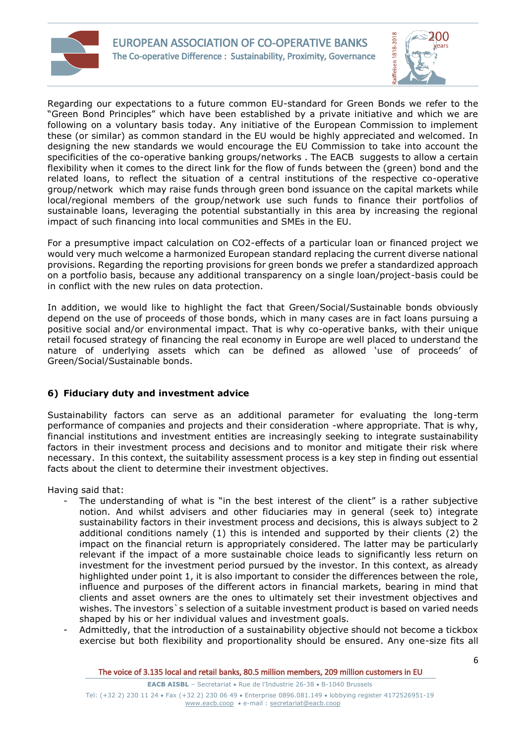Regarding our expectations to a future common EU-standard for Green Bonds we refer to the "Green Bond Principles" which have been established by a private initiative and which we are following on a voluntary basis today. Any initiative of the European Commission to implement these (or similar) as common standard in the EU would be highly appreciated and welcomed. In designing the new standards we would encourage the EU Commission to take into account the specificities of the co-operative banking groups/networks . The EACB suggests to allow a certain flexibility when it comes to the direct link for the flow of funds between the (green) bond and the related loans, to reflect the situation of a central institutions of the respective co-operative group/network which may raise funds through green bond issuance on the capital markets while local/regional members of the group/network use such funds to finance their portfolios of sustainable loans, leveraging the potential substantially in this area by increasing the regional impact of such financing into local communities and SMEs in the EU.

For a presumptive impact calculation on CO2-effects of a particular loan or financed project we would very much welcome a harmonized European standard replacing the current diverse national provisions. Regarding the reporting provisions for green bonds we prefer a standardized approach on a portfolio basis, because any additional transparency on a single loan/project-basis could be in conflict with the new rules on data protection.

In addition, we would like to highlight the fact that Green/Social/Sustainable bonds obviously depend on the use of proceeds of those bonds, which in many cases are in fact loans pursuing a positive social and/or environmental impact. That is why co-operative banks, with their unique retail focused strategy of financing the real economy in Europe are well placed to understand the nature of underlying assets which can be defined as allowed 'use of proceeds' of Green/Social/Sustainable bonds.

### 6) Fiduciary duty and investment advice

Sustainability factors can serve as an additional parameter for evaluating the long-term performance of companies and projects and their consideration -where appropriate. That is why, financial institutions and investment entities are increasingly seeking to integrate sustainability factors in their investment process and decisions and to monitor and mitigate their risk where necessary. In this context, the suitability assessment process is a key step in finding out essential facts about the client to determine their investment objectives.

Having said that:

- The understanding of what is "in the best interest of the client" is a rather subjective notion. And whilst advisers and other fiduciaries may in general (seek to) integrate sustainability factors in their investment process and decisions, this is always subject to 2 additional conditions namely (1) this is intended and supported by their clients (2) the impact on the financial return is appropriately considered. The latter may be particularly relevant if the impact of a more sustainable choice leads to significantly less return on investment for the investment period pursued by the investor. In this context, as already highlighted under point 1, it is also important to consider the differences between the role, influence and purposes of the different actors in financial markets, bearing in mind that clients and asset owners are the ones to ultimately set their investment objectives and wishes. The investors`s selection of a suitable investment product is based on varied needs shaped by his or her individual values and investment goals.
- Admittedly, that the introduction of a sustainability objective should not become a tickbox exercise but both flexibility and proportionality should be ensured. Any one-size fits all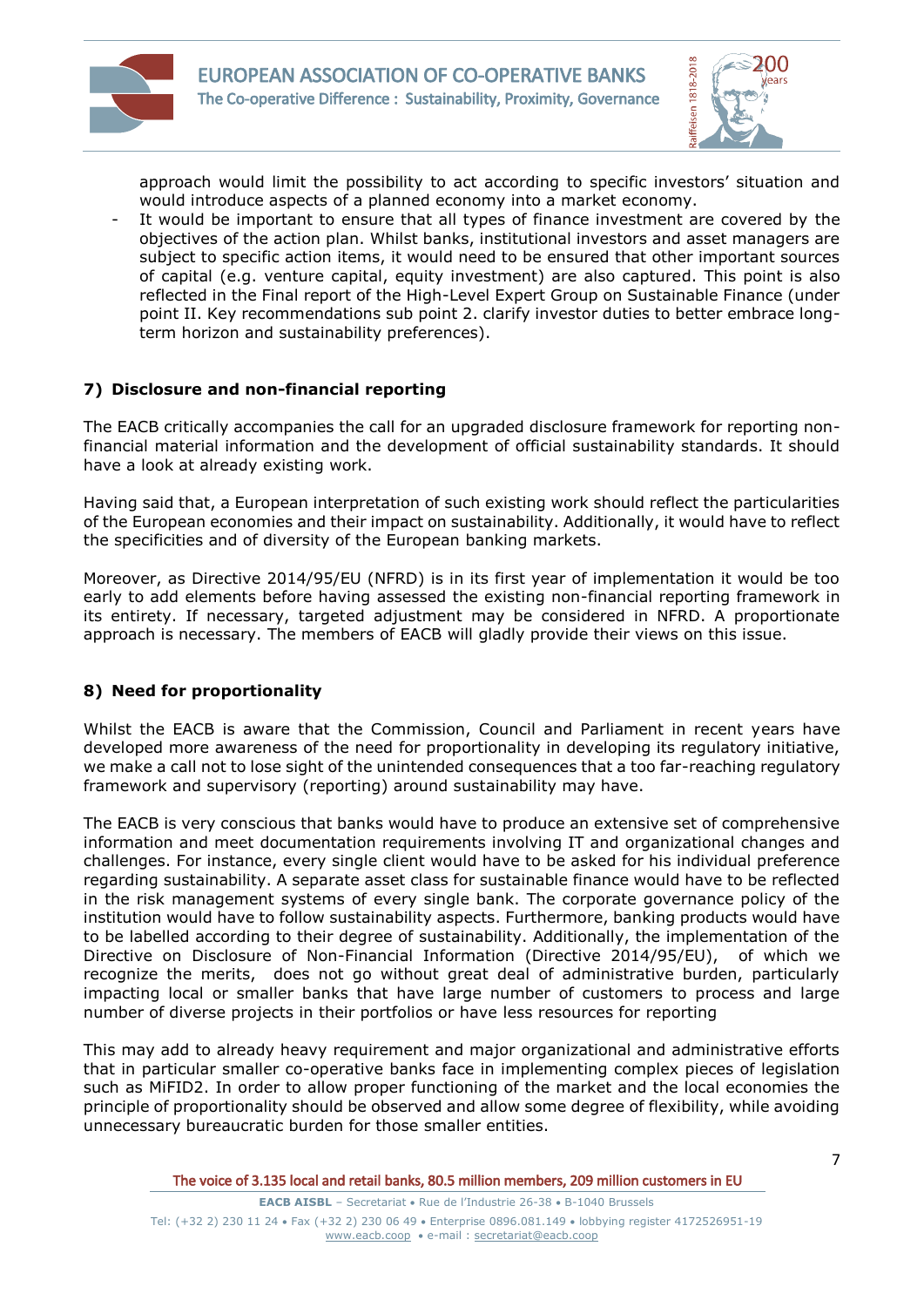approach would limit the possibility to act according to specific investors' situation and would introduce aspects of a planned economy into a market economy.

- It would be important to ensure that all types of finance investment are covered by the objectives of the action plan. Whilst banks, institutional investors and asset managers are subject to specific action items, it would need to be ensured that other important sources of capital (e.g. venture capital, equity investment) are also captured. This point is also reflected in the Final report of the High-Level Expert Group on Sustainable Finance (under point II. Key recommendations sub point 2. clarify investor duties to better embrace long-term horizon and sustainability preferences).

### 7) Disclosure and non-financial reporting

The EACB critically accompanies the call for an upgraded disclosure framework for reporting non-financial material information and the development of official sustainability standards. It should have a look at already existing work.

Having said that, a European interpretation of such existing work should reflect the particularities of the European economies and their impact on sustainability. Additionally, it would have to reflect the specificities and of diversity of the European banking markets.

Moreover, as Directive 2014/95/EU (NFRD) is in its first year of implementation it would be too early to add elements before having assessed the existing non-financial reporting framework in its entirety. If necessary, targeted adjustment may be considered in NFRD. A proportionate approach is necessary. The members of EACB will gladly provide their views on this issue.

### 8) Need for proportionality

Whilst the EACB is aware that the Commission, Council and Parliament in recent years have developed more awareness of the need for proportionality in developing its regulatory initiative, we make a call not to lose sight of the unintended consequences that a too far-reaching regulatory framework and supervisory (reporting) around sustainability may have.

The EACB is very conscious that banks would have to produce an extensive set of comprehensive information and meet documentation requirements involving IT and organizational changes and challenges. For instance, every single client would have to be asked for his individual preference regarding sustainability. A separate asset class for sustainable finance would have to be reflected in the risk management systems of every single bank. The corporate governance policy of the institution would have to follow sustainability aspects. Furthermore, banking products would have to be labelled according to their degree of sustainability. Additionally, the implementation of the Directive on Disclosure of Non-Financial Information (Directive 2014/95/EU), of which we recognize the merits, does not go without great deal of administrative burden, particularly impacting local or smaller banks that have large number of customers to process and large number of diverse projects in their portfolios or have less resources for reporting

This may add to already heavy requirement and major organizational and administrative efforts that in particular smaller co-operative banks face in implementing complex pieces of legislation such as MiFID2. In order to allow proper functioning of the market and the local economies the principle of proportionality should be observed and allow some degree of flexibility, while avoiding unnecessary bureaucratic burden for those smaller entities.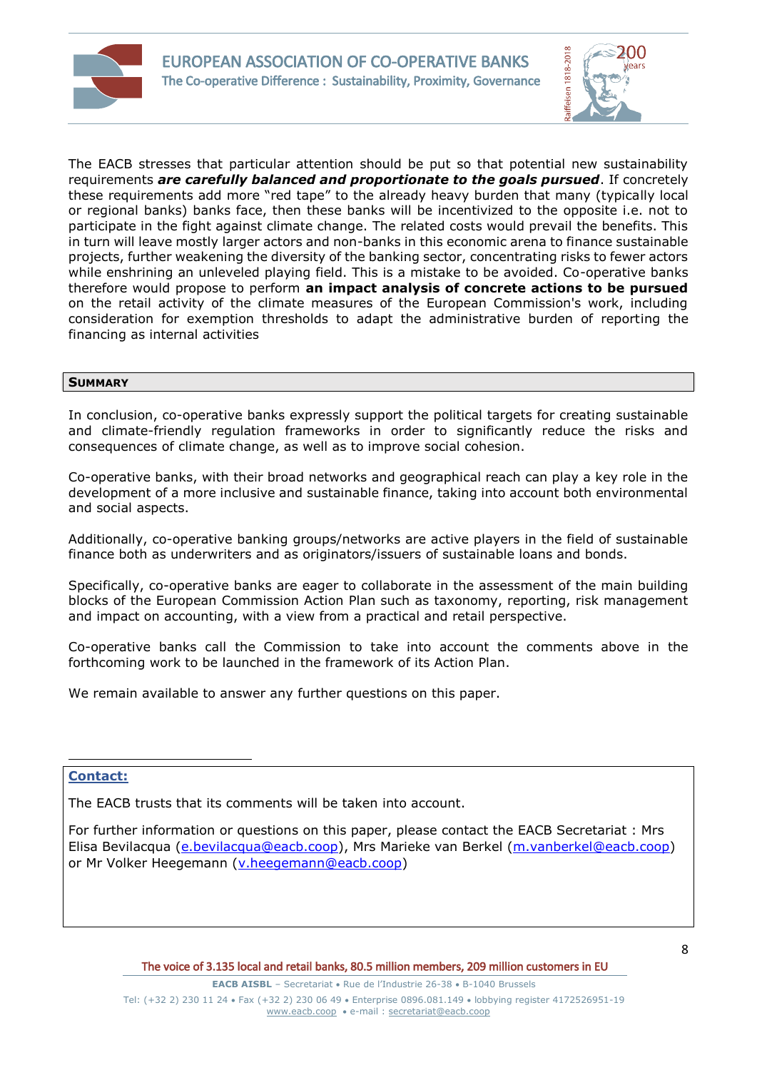The EACB stresses that particular attention should be put so that potential new sustainability requirements ***are carefully balanced and proportionate to the goals pursued***. If concretely these requirements add more "red tape" to the already heavy burden that many (typically local or regional banks) banks face, then these banks will be incentivized to the opposite i.e. not to participate in the fight against climate change. The related costs would prevail the benefits. This in turn will leave mostly larger actors and non-banks in this economic arena to finance sustainable projects, further weakening the diversity of the banking sector, concentrating risks to fewer actors while enshrining an unleveled playing field. This is a mistake to be avoided. Co-operative banks therefore would propose to perform **an impact analysis of concrete actions to be pursued** on the retail activity of the climate measures of the European Commission's work, including consideration for exemption thresholds to adapt the administrative burden of reporting the financing as internal activities

## SUMMARY

In conclusion, co-operative banks expressly support the political targets for creating sustainable and climate-friendly regulation frameworks in order to significantly reduce the risks and consequences of climate change, as well as to improve social cohesion.

Co-operative banks, with their broad networks and geographical reach can play a key role in the development of a more inclusive and sustainable finance, taking into account both environmental and social aspects.

Additionally, co-operative banking groups/networks are active players in the field of sustainable finance both as underwriters and as originators/issuers of sustainable loans and bonds.

Specifically, co-operative banks are eager to collaborate in the assessment of the main building blocks of the European Commission Action Plan such as taxonomy, reporting, risk management and impact on accounting, with a view from a practical and retail perspective.

Co-operative banks call the Commission to take into account the comments above in the forthcoming work to be launched in the framework of its Action Plan.

We remain available to answer any further questions on this paper.

**Contact:**

The EACB trusts that its comments will be taken into account.

For further information or questions on this paper, please contact the EACB Secretariat : Mrs Elisa Bevilacqua (e.bevilacqua@eacb.coop), Mrs Marieke van Berkel (m.vanberkel@eacb.coop) or Mr Volker Heegemann (v.heegemann@eacb.coop)